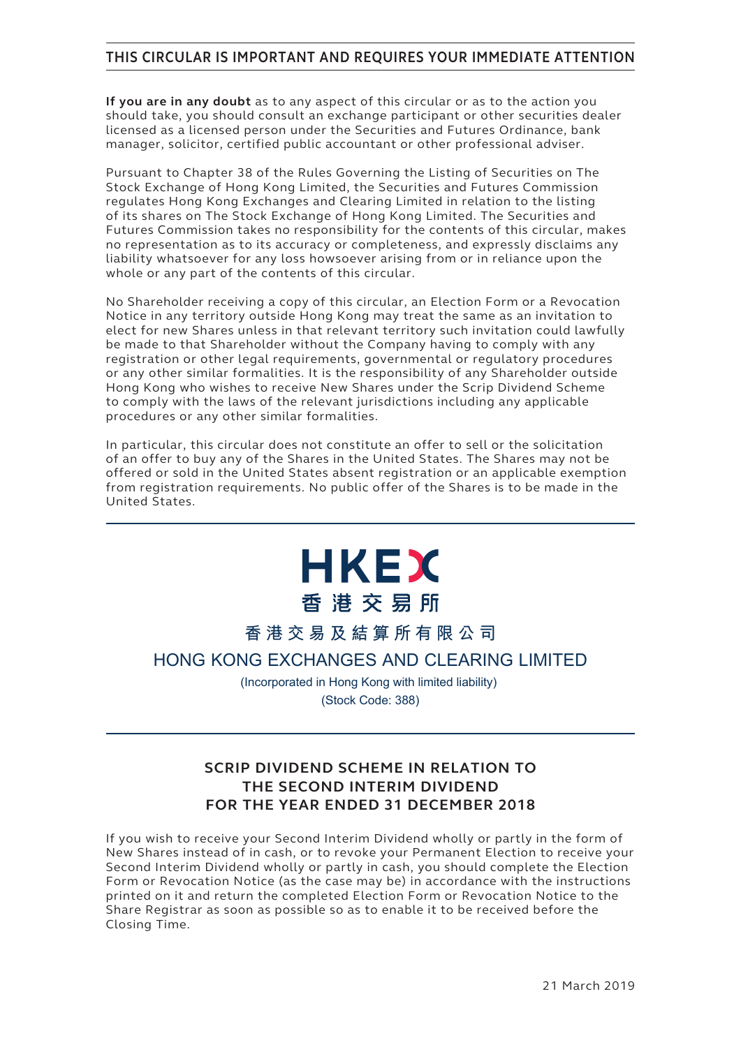# THIS CIRCULAR IS IMPORTANT AND REQUIRES YOUR IMMEDIATE ATTENTION

**If you are in any doubt** as to any aspect of this circular or as to the action you should take, you should consult an exchange participant or other securities dealer licensed as a licensed person under the Securities and Futures Ordinance, bank manager, solicitor, certified public accountant or other professional adviser.

Pursuant to Chapter 38 of the Rules Governing the Listing of Securities on The Stock Exchange of Hong Kong Limited, the Securities and Futures Commission regulates Hong Kong Exchanges and Clearing Limited in relation to the listing of its shares on The Stock Exchange of Hong Kong Limited. The Securities and Futures Commission takes no responsibility for the contents of this circular, makes no representation as to its accuracy or completeness, and expressly disclaims any liability whatsoever for any loss howsoever arising from or in reliance upon the whole or any part of the contents of this circular.

No Shareholder receiving a copy of this circular, an Election Form or a Revocation Notice in any territory outside Hong Kong may treat the same as an invitation to elect for new Shares unless in that relevant territory such invitation could lawfully be made to that Shareholder without the Company having to comply with any registration or other legal requirements, governmental or regulatory procedures or any other similar formalities. It is the responsibility of any Shareholder outside Hong Kong who wishes to receive New Shares under the Scrip Dividend Scheme to comply with the laws of the relevant jurisdictions including any applicable procedures or any other similar formalities.

In particular, this circular does not constitute an offer to sell or the solicitation of an offer to buy any of the Shares in the United States. The Shares may not be offered or sold in the United States absent registration or an applicable exemption from registration requirements. No public offer of the Shares is to be made in the United States.

HKEX
香港交易所

香港交易及結算所有限公司

HONG KONG EXCHANGES AND CLEARING LIMITED

(Incorporated in Hong Kong with limited liability)

(Stock Code: 388)

## SCRIP DIVIDEND SCHEME IN RELATION TO THE SECOND INTERIM DIVIDEND FOR THE YEAR ENDED 31 DECEMBER 2018

If you wish to receive your Second Interim Dividend wholly or partly in the form of New Shares instead of in cash, or to revoke your Permanent Election to receive your Second Interim Dividend wholly or partly in cash, you should complete the Election Form or Revocation Notice (as the case may be) in accordance with the instructions printed on it and return the completed Election Form or Revocation Notice to the Share Registrar as soon as possible so as to enable it to be received before the Closing Time.

21 March 2019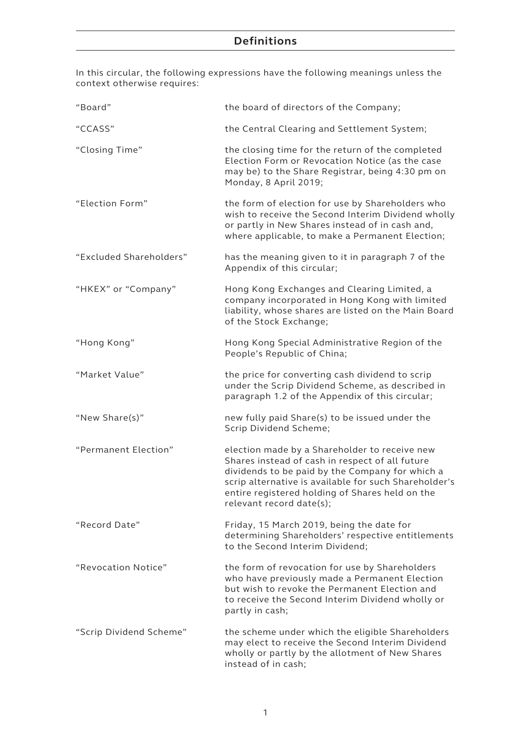# Definitions

In this circular, the following expressions have the following meanings unless the context otherwise requires:

| | |
|---|---|
| "Board" | the board of directors of the Company; |
| "CCASS" | the Central Clearing and Settlement System; |
| "Closing Time" | the closing time for the return of the completed Election Form or Revocation Notice (as the case may be) to the Share Registrar, being 4:30 pm on Monday, 8 April 2019; |
| "Election Form" | the form of election for use by Shareholders who wish to receive the Second Interim Dividend wholly or partly in New Shares instead of in cash and, where applicable, to make a Permanent Election; |
| "Excluded Shareholders" | has the meaning given to it in paragraph 7 of the Appendix of this circular; |
| "HKEX" or "Company" | Hong Kong Exchanges and Clearing Limited, a company incorporated in Hong Kong with limited liability, whose shares are listed on the Main Board of the Stock Exchange; |
| "Hong Kong" | Hong Kong Special Administrative Region of the People's Republic of China; |
| "Market Value" | the price for converting cash dividend to scrip under the Scrip Dividend Scheme, as described in paragraph 1.2 of the Appendix of this circular; |
| "New Share(s)" | new fully paid Share(s) to be issued under the Scrip Dividend Scheme; |
| "Permanent Election" | election made by a Shareholder to receive new Shares instead of cash in respect of all future dividends to be paid by the Company for which a scrip alternative is available for such Shareholder's entire registered holding of Shares held on the relevant record date(s); |
| "Record Date" | Friday, 15 March 2019, being the date for determining Shareholders' respective entitlements to the Second Interim Dividend; |
| "Revocation Notice" | the form of revocation for use by Shareholders who have previously made a Permanent Election but wish to revoke the Permanent Election and to receive the Second Interim Dividend wholly or partly in cash; |
| "Scrip Dividend Scheme" | the scheme under which the eligible Shareholders may elect to receive the Second Interim Dividend wholly or partly by the allotment of New Shares instead of in cash; |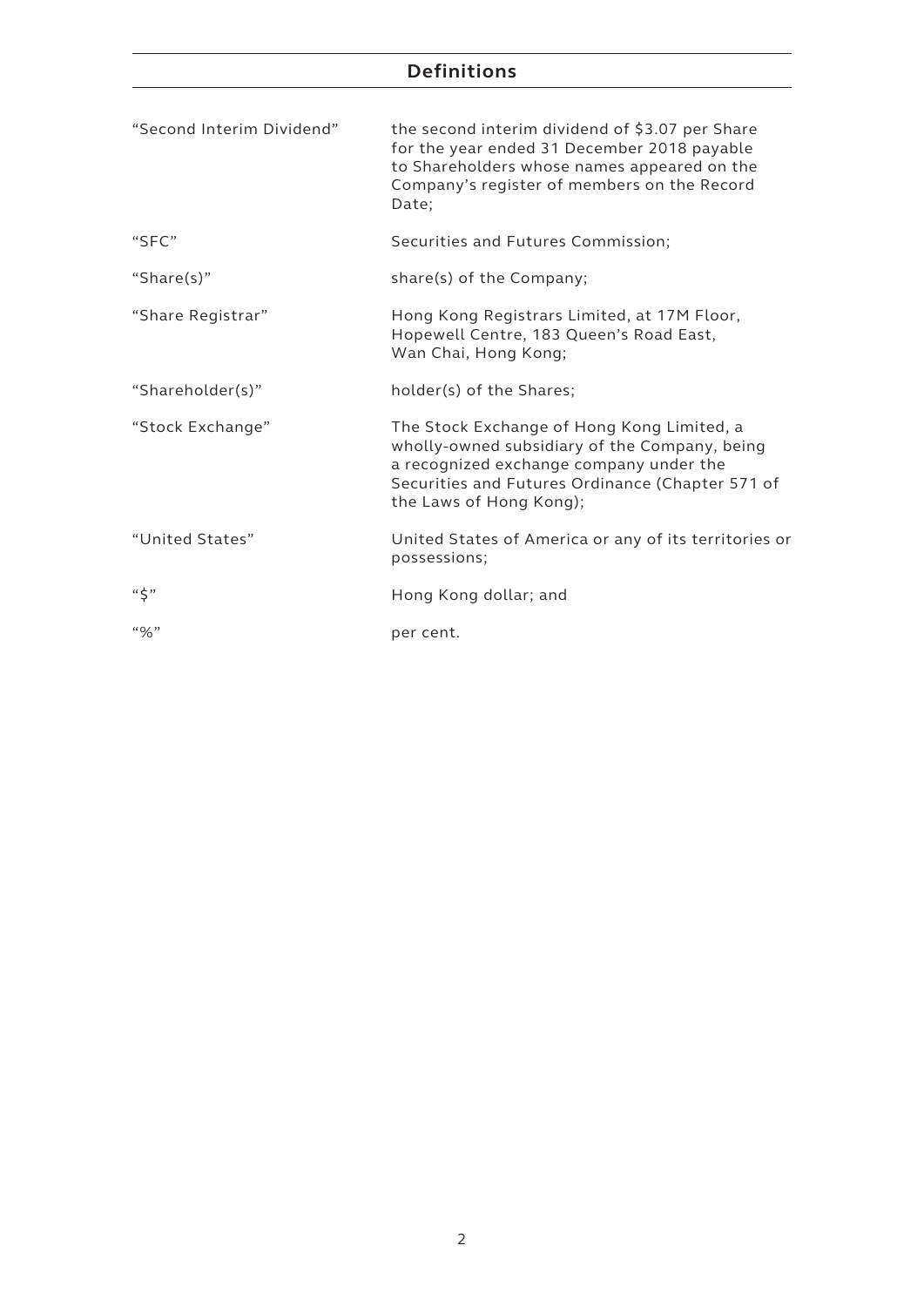## Definitions

| | |
|---|---|
| "Second Interim Dividend" | the second interim dividend of $3.07 per Share for the year ended 31 December 2018 payable to Shareholders whose names appeared on the Company's register of members on the Record Date; |
| "SFC" | Securities and Futures Commission; |
| "Share(s)" | share(s) of the Company; |
| "Share Registrar" | Hong Kong Registrars Limited, at 17M Floor, Hopewell Centre, 183 Queen's Road East, Wan Chai, Hong Kong; |
| "Shareholder(s)" | holder(s) of the Shares; |
| "Stock Exchange" | The Stock Exchange of Hong Kong Limited, a wholly-owned subsidiary of the Company, being a recognized exchange company under the Securities and Futures Ordinance (Chapter 571 of the Laws of Hong Kong); |
| "United States" | United States of America or any of its territories or possessions; |
| "$" | Hong Kong dollar; and |
| "%" | per cent. |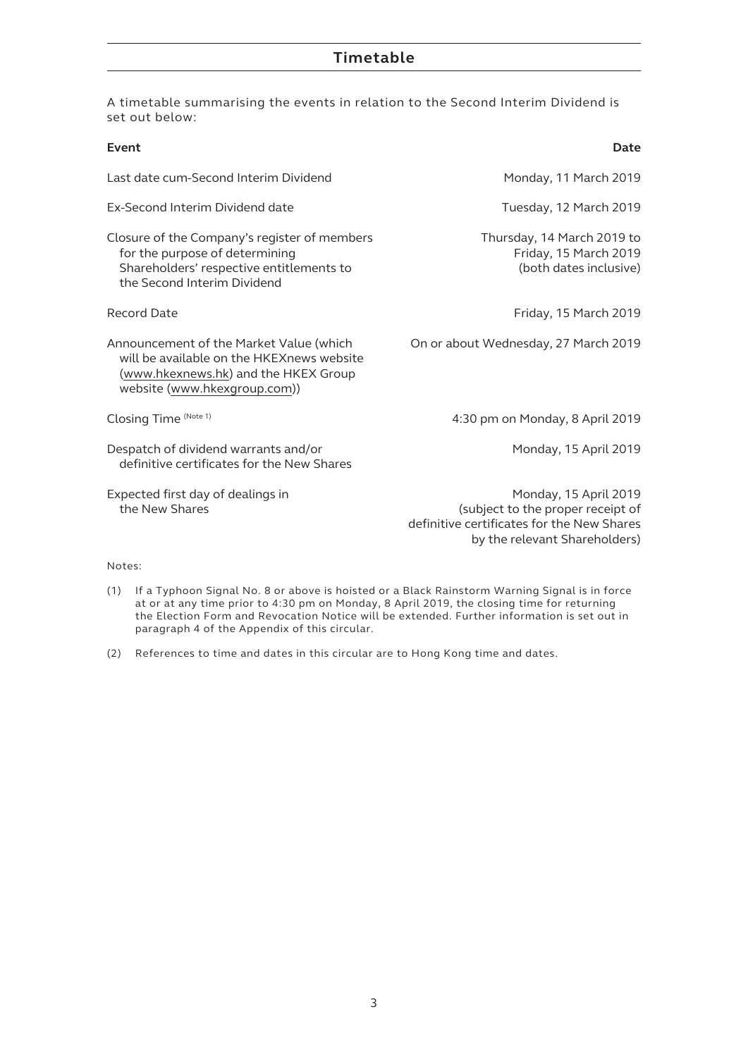## Timetable

A timetable summarising the events in relation to the Second Interim Dividend is set out below:

| Event | Date |
| --- | --- |
| Last date cum-Second Interim Dividend | Monday, 11 March 2019 |
| Ex-Second Interim Dividend date | Tuesday, 12 March 2019 |
| Closure of the Company's register of members for the purpose of determining Shareholders' respective entitlements to the Second Interim Dividend | Thursday, 14 March 2019 to Friday, 15 March 2019 (both dates inclusive) |
| Record Date | Friday, 15 March 2019 |
| Announcement of the Market Value (which will be available on the HKEXnews website (www.hkexnews.hk) and the HKEX Group website (www.hkexgroup.com)) | On or about Wednesday, 27 March 2019 |
| Closing Time (Note 1) | 4:30 pm on Monday, 8 April 2019 |
| Despatch of dividend warrants and/or definitive certificates for the New Shares | Monday, 15 April 2019 |
| Expected first day of dealings in the New Shares | Monday, 15 April 2019 (subject to the proper receipt of definitive certificates for the New Shares by the relevant Shareholders) |

Notes:

(1) If a Typhoon Signal No. 8 or above is hoisted or a Black Rainstorm Warning Signal is in force at or at any time prior to 4:30 pm on Monday, 8 April 2019, the closing time for returning the Election Form and Revocation Notice will be extended. Further information is set out in paragraph 4 of the Appendix of this circular.

(2) References to time and dates in this circular are to Hong Kong time and dates.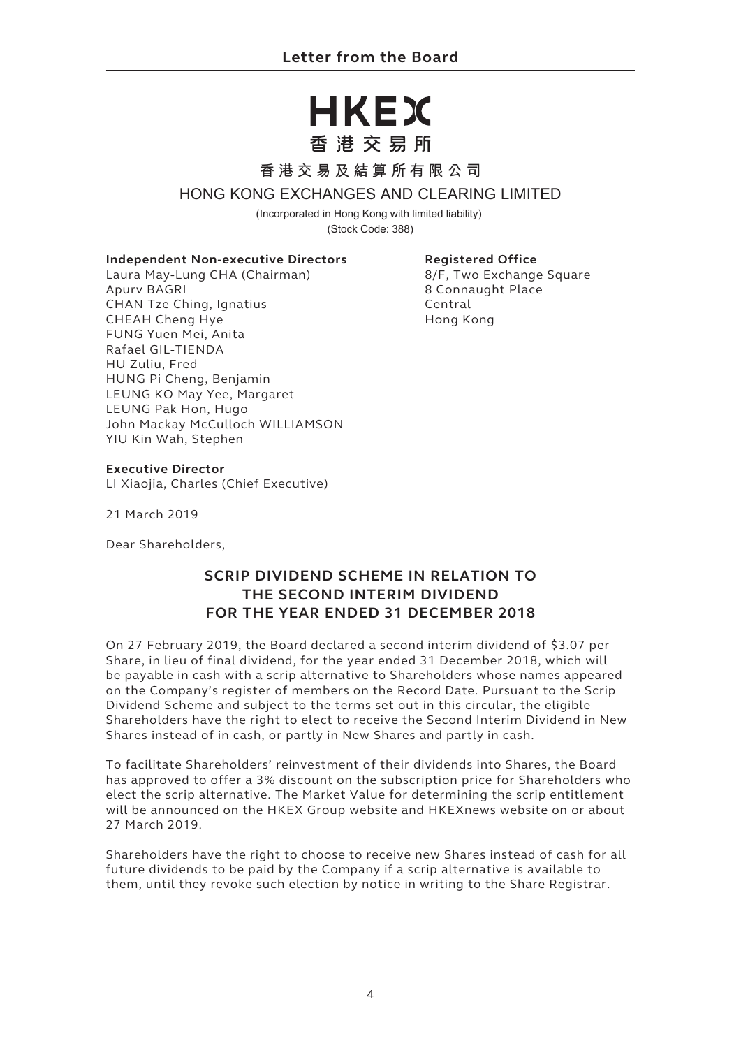## Letter from the Board

# HKEX
香 港 交 易 所

香港交易及結算所有限公司

HONG KONG EXCHANGES AND CLEARING LIMITED

(Incorporated in Hong Kong with limited liability)
(Stock Code: 388)

**Independent Non-executive Directors**
Laura May-Lung CHA (Chairman)
Apurv BAGRI
CHAN Tze Ching, Ignatius
CHEAH Cheng Hye
FUNG Yuen Mei, Anita
Rafael GIL-TIENDA
HU Zuliu, Fred
HUNG Pi Cheng, Benjamin
LEUNG KO May Yee, Margaret
LEUNG Pak Hon, Hugo
John Mackay McCulloch WILLIAMSON
YIU Kin Wah, Stephen

**Registered Office**
8/F, Two Exchange Square
8 Connaught Place
Central
Hong Kong

**Executive Director**
LI Xiaojia, Charles (Chief Executive)

21 March 2019

Dear Shareholders,

## SCRIP DIVIDEND SCHEME IN RELATION TO THE SECOND INTERIM DIVIDEND FOR THE YEAR ENDED 31 DECEMBER 2018

On 27 February 2019, the Board declared a second interim dividend of $3.07 per Share, in lieu of final dividend, for the year ended 31 December 2018, which will be payable in cash with a scrip alternative to Shareholders whose names appeared on the Company's register of members on the Record Date. Pursuant to the Scrip Dividend Scheme and subject to the terms set out in this circular, the eligible Shareholders have the right to elect to receive the Second Interim Dividend in New Shares instead of in cash, or partly in New Shares and partly in cash.

To facilitate Shareholders' reinvestment of their dividends into Shares, the Board has approved to offer a 3% discount on the subscription price for Shareholders who elect the scrip alternative. The Market Value for determining the scrip entitlement will be announced on the HKEX Group website and HKEXnews website on or about 27 March 2019.

Shareholders have the right to choose to receive new Shares instead of cash for all future dividends to be paid by the Company if a scrip alternative is available to them, until they revoke such election by notice in writing to the Share Registrar.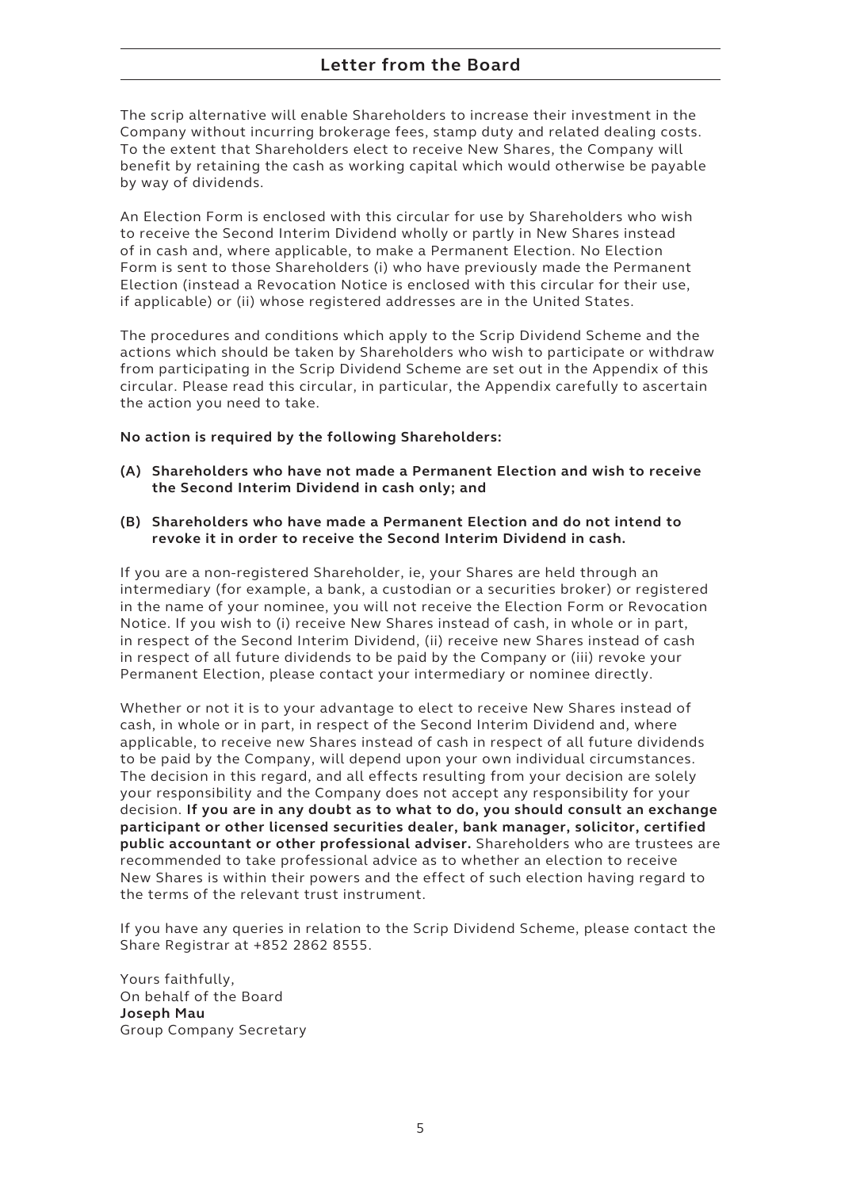## Letter from the Board

The scrip alternative will enable Shareholders to increase their investment in the Company without incurring brokerage fees, stamp duty and related dealing costs. To the extent that Shareholders elect to receive New Shares, the Company will benefit by retaining the cash as working capital which would otherwise be payable by way of dividends.

An Election Form is enclosed with this circular for use by Shareholders who wish to receive the Second Interim Dividend wholly or partly in New Shares instead of in cash and, where applicable, to make a Permanent Election. No Election Form is sent to those Shareholders (i) who have previously made the Permanent Election (instead a Revocation Notice is enclosed with this circular for their use, if applicable) or (ii) whose registered addresses are in the United States.

The procedures and conditions which apply to the Scrip Dividend Scheme and the actions which should be taken by Shareholders who wish to participate or withdraw from participating in the Scrip Dividend Scheme are set out in the Appendix of this circular. Please read this circular, in particular, the Appendix carefully to ascertain the action you need to take.

**No action is required by the following Shareholders:**

**(A) Shareholders who have not made a Permanent Election and wish to receive the Second Interim Dividend in cash only; and**

**(B) Shareholders who have made a Permanent Election and do not intend to revoke it in order to receive the Second Interim Dividend in cash.**

If you are a non-registered Shareholder, ie, your Shares are held through an intermediary (for example, a bank, a custodian or a securities broker) or registered in the name of your nominee, you will not receive the Election Form or Revocation Notice. If you wish to (i) receive New Shares instead of cash, in whole or in part, in respect of the Second Interim Dividend, (ii) receive new Shares instead of cash in respect of all future dividends to be paid by the Company or (iii) revoke your Permanent Election, please contact your intermediary or nominee directly.

Whether or not it is to your advantage to elect to receive New Shares instead of cash, in whole or in part, in respect of the Second Interim Dividend and, where applicable, to receive new Shares instead of cash in respect of all future dividends to be paid by the Company, will depend upon your own individual circumstances. The decision in this regard, and all effects resulting from your decision are solely your responsibility and the Company does not accept any responsibility for your decision. **If you are in any doubt as to what to do, you should consult an exchange participant or other licensed securities dealer, bank manager, solicitor, certified public accountant or other professional adviser.** Shareholders who are trustees are recommended to take professional advice as to whether an election to receive New Shares is within their powers and the effect of such election having regard to the terms of the relevant trust instrument.

If you have any queries in relation to the Scrip Dividend Scheme, please contact the Share Registrar at +852 2862 8555.

Yours faithfully,
On behalf of the Board
**Joseph Mau**
Group Company Secretary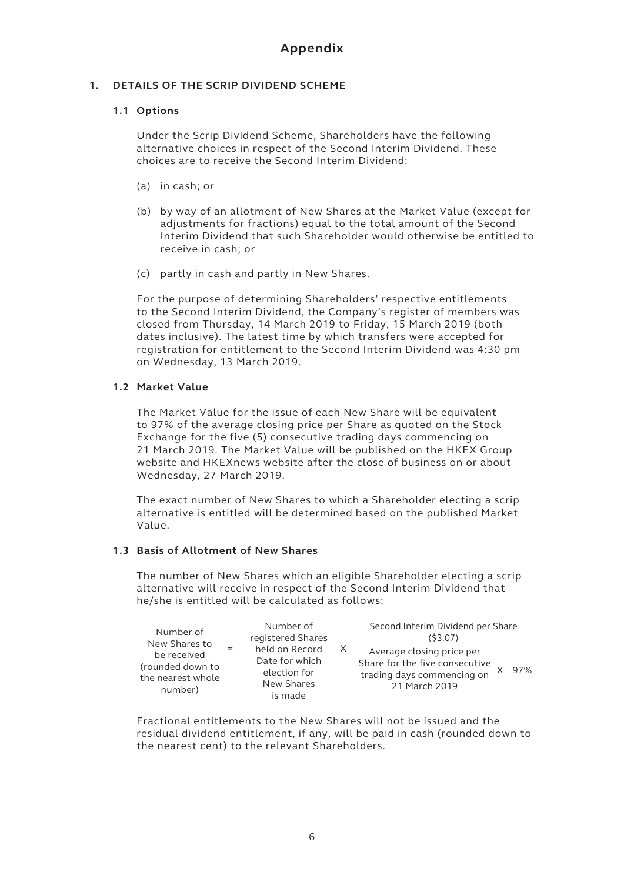# Appendix

## 1. DETAILS OF THE SCRIP DIVIDEND SCHEME

### 1.1 Options

Under the Scrip Dividend Scheme, Shareholders have the following alternative choices in respect of the Second Interim Dividend. These choices are to receive the Second Interim Dividend:

(a) in cash; or

(b) by way of an allotment of New Shares at the Market Value (except for adjustments for fractions) equal to the total amount of the Second Interim Dividend that such Shareholder would otherwise be entitled to receive in cash; or

(c) partly in cash and partly in New Shares.

For the purpose of determining Shareholders' respective entitlements to the Second Interim Dividend, the Company's register of members was closed from Thursday, 14 March 2019 to Friday, 15 March 2019 (both dates inclusive). The latest time by which transfers were accepted for registration for entitlement to the Second Interim Dividend was 4:30 pm on Wednesday, 13 March 2019.

### 1.2 Market Value

The Market Value for the issue of each New Share will be equivalent to 97% of the average closing price per Share as quoted on the Stock Exchange for the five (5) consecutive trading days commencing on 21 March 2019. The Market Value will be published on the HKEX Group website and HKEXnews website after the close of business on or about Wednesday, 27 March 2019.

The exact number of New Shares to which a Shareholder electing a scrip alternative is entitled will be determined based on the published Market Value.

### 1.3 Basis of Allotment of New Shares

The number of New Shares which an eligible Shareholder electing a scrip alternative will receive in respect of the Second Interim Dividend that he/she is entitled will be calculated as follows:

$$\text{Number of New Shares to be received (rounded down to the nearest whole number)} = \text{Number of registered Shares held on Record Date for which election for New Shares is made} \times \frac{\text{Second Interim Dividend per Share (\$3.07)}}{\text{Average closing price per Share for the five consecutive trading days commencing on 21 March 2019} \times 97\%}$$

Fractional entitlements to the New Shares will not be issued and the residual dividend entitlement, if any, will be paid in cash (rounded down to the nearest cent) to the relevant Shareholders.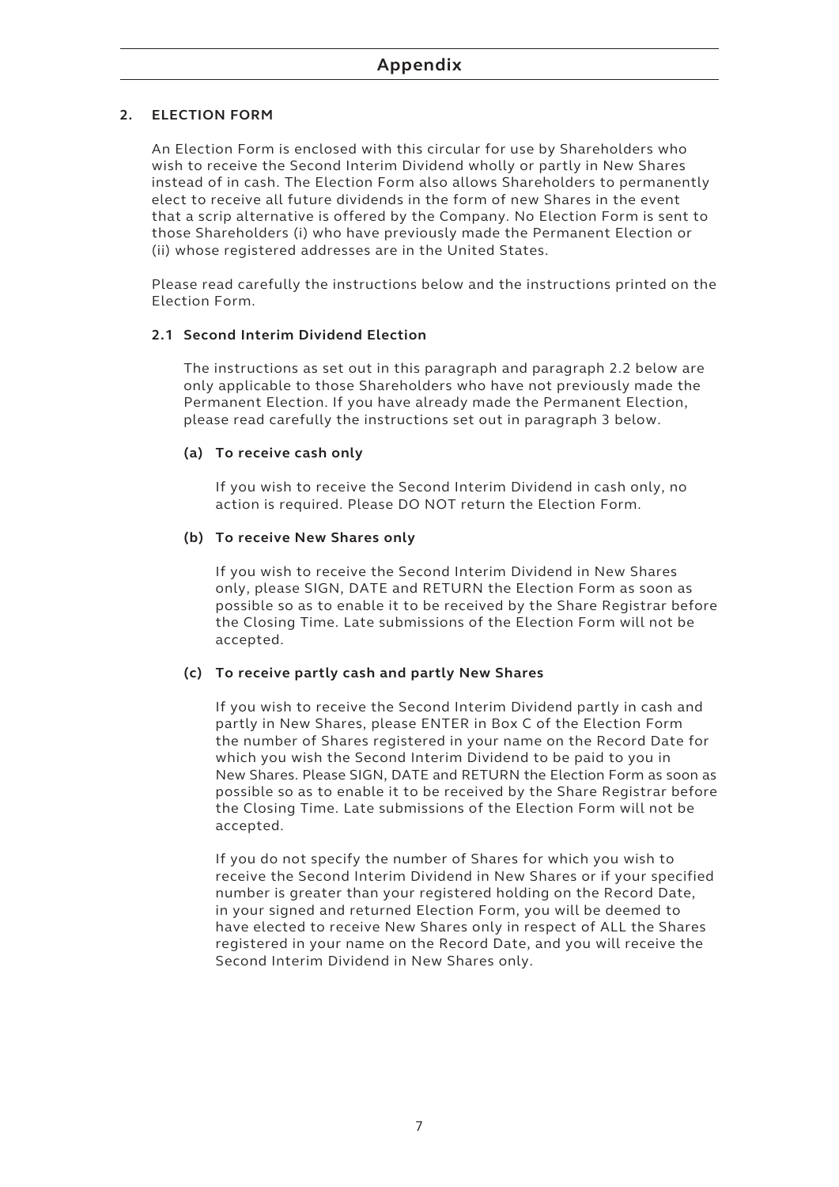# Appendix

## 2. ELECTION FORM

An Election Form is enclosed with this circular for use by Shareholders who wish to receive the Second Interim Dividend wholly or partly in New Shares instead of in cash. The Election Form also allows Shareholders to permanently elect to receive all future dividends in the form of new Shares in the event that a scrip alternative is offered by the Company. No Election Form is sent to those Shareholders (i) who have previously made the Permanent Election or (ii) whose registered addresses are in the United States.

Please read carefully the instructions below and the instructions printed on the Election Form.

### 2.1 Second Interim Dividend Election

The instructions as set out in this paragraph and paragraph 2.2 below are only applicable to those Shareholders who have not previously made the Permanent Election. If you have already made the Permanent Election, please read carefully the instructions set out in paragraph 3 below.

#### (a) To receive cash only

If you wish to receive the Second Interim Dividend in cash only, no action is required. Please DO NOT return the Election Form.

#### (b) To receive New Shares only

If you wish to receive the Second Interim Dividend in New Shares only, please SIGN, DATE and RETURN the Election Form as soon as possible so as to enable it to be received by the Share Registrar before the Closing Time. Late submissions of the Election Form will not be accepted.

#### (c) To receive partly cash and partly New Shares

If you wish to receive the Second Interim Dividend partly in cash and partly in New Shares, please ENTER in Box C of the Election Form the number of Shares registered in your name on the Record Date for which you wish the Second Interim Dividend to be paid to you in New Shares. Please SIGN, DATE and RETURN the Election Form as soon as possible so as to enable it to be received by the Share Registrar before the Closing Time. Late submissions of the Election Form will not be accepted.

If you do not specify the number of Shares for which you wish to receive the Second Interim Dividend in New Shares or if your specified number is greater than your registered holding on the Record Date, in your signed and returned Election Form, you will be deemed to have elected to receive New Shares only in respect of ALL the Shares registered in your name on the Record Date, and you will receive the Second Interim Dividend in New Shares only.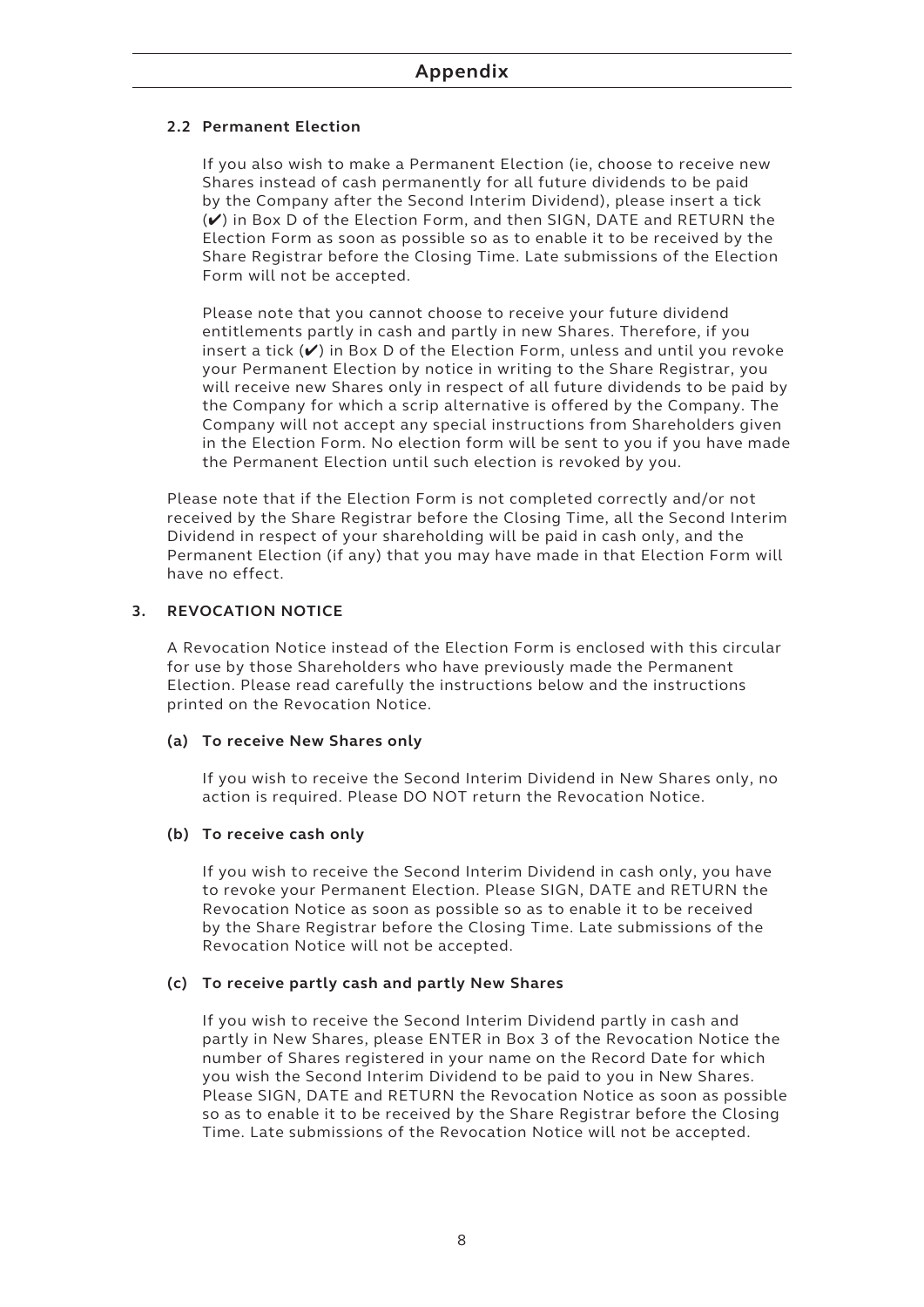### 2.2 Permanent Election

If you also wish to make a Permanent Election (ie, choose to receive new Shares instead of cash permanently for all future dividends to be paid by the Company after the Second Interim Dividend), please insert a tick (✔) in Box D of the Election Form, and then SIGN, DATE and RETURN the Election Form as soon as possible so as to enable it to be received by the Share Registrar before the Closing Time. Late submissions of the Election Form will not be accepted.

Please note that you cannot choose to receive your future dividend entitlements partly in cash and partly in new Shares. Therefore, if you insert a tick (✔) in Box D of the Election Form, unless and until you revoke your Permanent Election by notice in writing to the Share Registrar, you will receive new Shares only in respect of all future dividends to be paid by the Company for which a scrip alternative is offered by the Company. The Company will not accept any special instructions from Shareholders given in the Election Form. No election form will be sent to you if you have made the Permanent Election until such election is revoked by you.

Please note that if the Election Form is not completed correctly and/or not received by the Share Registrar before the Closing Time, all the Second Interim Dividend in respect of your shareholding will be paid in cash only, and the Permanent Election (if any) that you may have made in that Election Form will have no effect.

## 3. REVOCATION NOTICE

A Revocation Notice instead of the Election Form is enclosed with this circular for use by those Shareholders who have previously made the Permanent Election. Please read carefully the instructions below and the instructions printed on the Revocation Notice.

**(a) To receive New Shares only**

If you wish to receive the Second Interim Dividend in New Shares only, no action is required. Please DO NOT return the Revocation Notice.

**(b) To receive cash only**

If you wish to receive the Second Interim Dividend in cash only, you have to revoke your Permanent Election. Please SIGN, DATE and RETURN the Revocation Notice as soon as possible so as to enable it to be received by the Share Registrar before the Closing Time. Late submissions of the Revocation Notice will not be accepted.

**(c) To receive partly cash and partly New Shares**

If you wish to receive the Second Interim Dividend partly in cash and partly in New Shares, please ENTER in Box 3 of the Revocation Notice the number of Shares registered in your name on the Record Date for which you wish the Second Interim Dividend to be paid to you in New Shares. Please SIGN, DATE and RETURN the Revocation Notice as soon as possible so as to enable it to be received by the Share Registrar before the Closing Time. Late submissions of the Revocation Notice will not be accepted.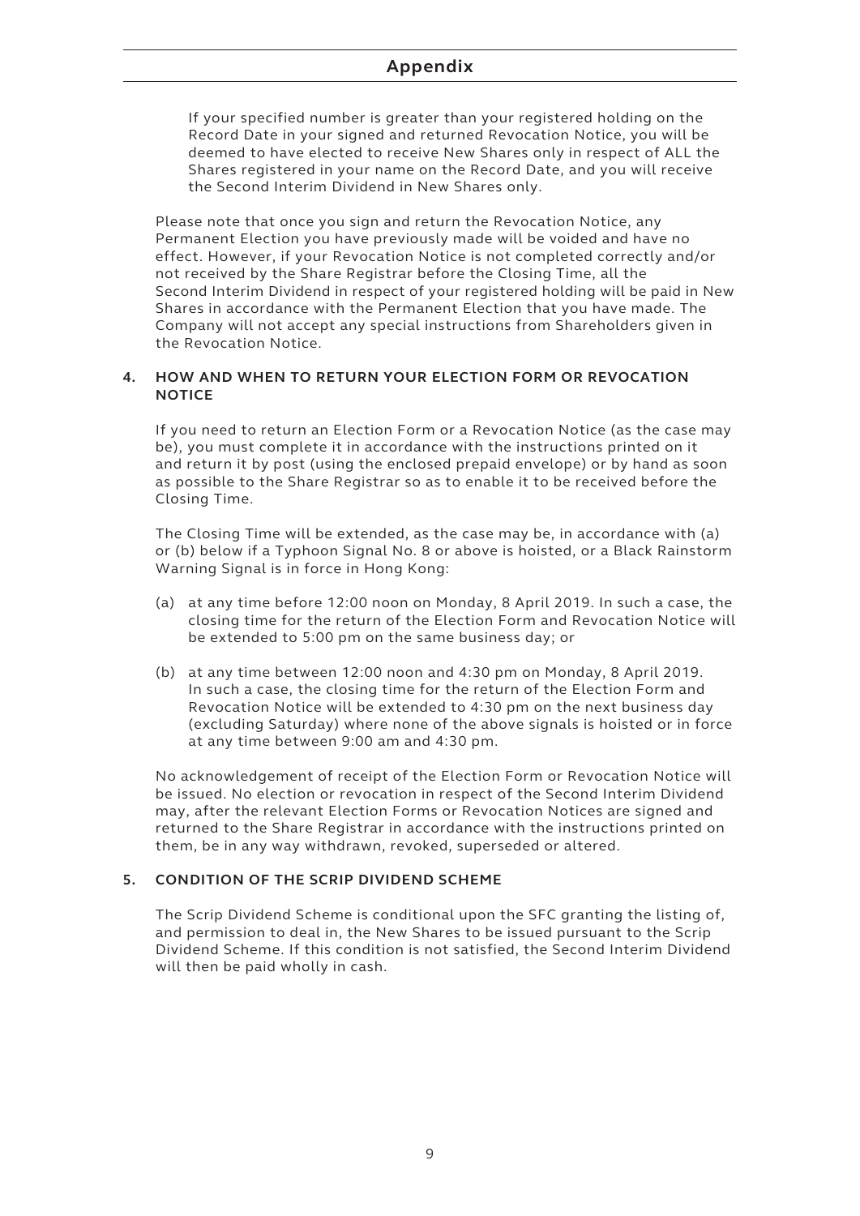If your specified number is greater than your registered holding on the Record Date in your signed and returned Revocation Notice, you will be deemed to have elected to receive New Shares only in respect of ALL the Shares registered in your name on the Record Date, and you will receive the Second Interim Dividend in New Shares only.

Please note that once you sign and return the Revocation Notice, any Permanent Election you have previously made will be voided and have no effect. However, if your Revocation Notice is not completed correctly and/or not received by the Share Registrar before the Closing Time, all the Second Interim Dividend in respect of your registered holding will be paid in New Shares in accordance with the Permanent Election that you have made. The Company will not accept any special instructions from Shareholders given in the Revocation Notice.

## 4. HOW AND WHEN TO RETURN YOUR ELECTION FORM OR REVOCATION NOTICE

If you need to return an Election Form or a Revocation Notice (as the case may be), you must complete it in accordance with the instructions printed on it and return it by post (using the enclosed prepaid envelope) or by hand as soon as possible to the Share Registrar so as to enable it to be received before the Closing Time.

The Closing Time will be extended, as the case may be, in accordance with (a) or (b) below if a Typhoon Signal No. 8 or above is hoisted, or a Black Rainstorm Warning Signal is in force in Hong Kong:

(a) at any time before 12:00 noon on Monday, 8 April 2019. In such a case, the closing time for the return of the Election Form and Revocation Notice will be extended to 5:00 pm on the same business day; or

(b) at any time between 12:00 noon and 4:30 pm on Monday, 8 April 2019. In such a case, the closing time for the return of the Election Form and Revocation Notice will be extended to 4:30 pm on the next business day (excluding Saturday) where none of the above signals is hoisted or in force at any time between 9:00 am and 4:30 pm.

No acknowledgement of receipt of the Election Form or Revocation Notice will be issued. No election or revocation in respect of the Second Interim Dividend may, after the relevant Election Forms or Revocation Notices are signed and returned to the Share Registrar in accordance with the instructions printed on them, be in any way withdrawn, revoked, superseded or altered.

## 5. CONDITION OF THE SCRIP DIVIDEND SCHEME

The Scrip Dividend Scheme is conditional upon the SFC granting the listing of, and permission to deal in, the New Shares to be issued pursuant to the Scrip Dividend Scheme. If this condition is not satisfied, the Second Interim Dividend will then be paid wholly in cash.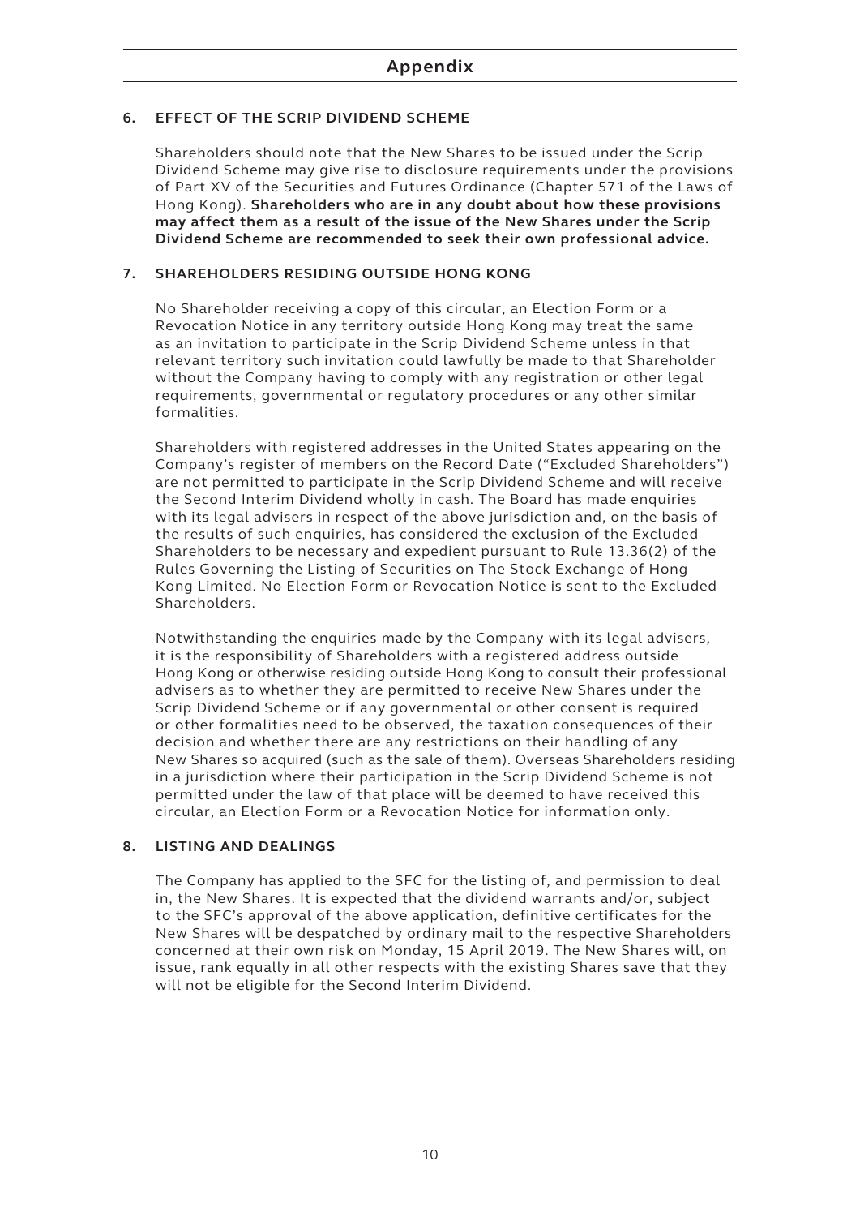# Appendix

## 6. EFFECT OF THE SCRIP DIVIDEND SCHEME

Shareholders should note that the New Shares to be issued under the Scrip Dividend Scheme may give rise to disclosure requirements under the provisions of Part XV of the Securities and Futures Ordinance (Chapter 571 of the Laws of Hong Kong). **Shareholders who are in any doubt about how these provisions may affect them as a result of the issue of the New Shares under the Scrip Dividend Scheme are recommended to seek their own professional advice.**

## 7. SHAREHOLDERS RESIDING OUTSIDE HONG KONG

No Shareholder receiving a copy of this circular, an Election Form or a Revocation Notice in any territory outside Hong Kong may treat the same as an invitation to participate in the Scrip Dividend Scheme unless in that relevant territory such invitation could lawfully be made to that Shareholder without the Company having to comply with any registration or other legal requirements, governmental or regulatory procedures or any other similar formalities.

Shareholders with registered addresses in the United States appearing on the Company's register of members on the Record Date ("Excluded Shareholders") are not permitted to participate in the Scrip Dividend Scheme and will receive the Second Interim Dividend wholly in cash. The Board has made enquiries with its legal advisers in respect of the above jurisdiction and, on the basis of the results of such enquiries, has considered the exclusion of the Excluded Shareholders to be necessary and expedient pursuant to Rule 13.36(2) of the Rules Governing the Listing of Securities on The Stock Exchange of Hong Kong Limited. No Election Form or Revocation Notice is sent to the Excluded Shareholders.

Notwithstanding the enquiries made by the Company with its legal advisers, it is the responsibility of Shareholders with a registered address outside Hong Kong or otherwise residing outside Hong Kong to consult their professional advisers as to whether they are permitted to receive New Shares under the Scrip Dividend Scheme or if any governmental or other consent is required or other formalities need to be observed, the taxation consequences of their decision and whether there are any restrictions on their handling of any New Shares so acquired (such as the sale of them). Overseas Shareholders residing in a jurisdiction where their participation in the Scrip Dividend Scheme is not permitted under the law of that place will be deemed to have received this circular, an Election Form or a Revocation Notice for information only.

## 8. LISTING AND DEALINGS

The Company has applied to the SFC for the listing of, and permission to deal in, the New Shares. It is expected that the dividend warrants and/or, subject to the SFC's approval of the above application, definitive certificates for the New Shares will be despatched by ordinary mail to the respective Shareholders concerned at their own risk on Monday, 15 April 2019. The New Shares will, on issue, rank equally in all other respects with the existing Shares save that they will not be eligible for the Second Interim Dividend.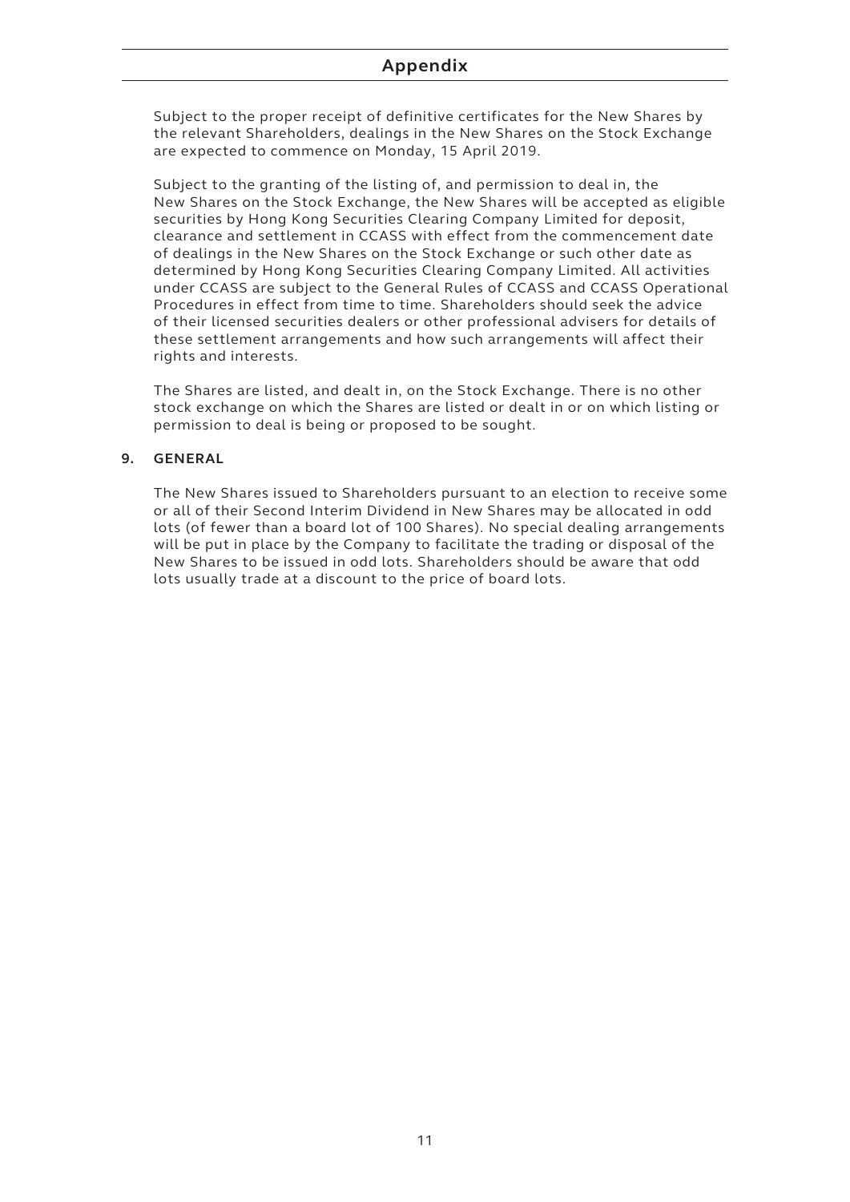Subject to the proper receipt of definitive certificates for the New Shares by the relevant Shareholders, dealings in the New Shares on the Stock Exchange are expected to commence on Monday, 15 April 2019.

Subject to the granting of the listing of, and permission to deal in, the New Shares on the Stock Exchange, the New Shares will be accepted as eligible securities by Hong Kong Securities Clearing Company Limited for deposit, clearance and settlement in CCASS with effect from the commencement date of dealings in the New Shares on the Stock Exchange or such other date as determined by Hong Kong Securities Clearing Company Limited. All activities under CCASS are subject to the General Rules of CCASS and CCASS Operational Procedures in effect from time to time. Shareholders should seek the advice of their licensed securities dealers or other professional advisers for details of these settlement arrangements and how such arrangements will affect their rights and interests.

The Shares are listed, and dealt in, on the Stock Exchange. There is no other stock exchange on which the Shares are listed or dealt in or on which listing or permission to deal is being or proposed to be sought.

## 9. GENERAL

The New Shares issued to Shareholders pursuant to an election to receive some or all of their Second Interim Dividend in New Shares may be allocated in odd lots (of fewer than a board lot of 100 Shares). No special dealing arrangements will be put in place by the Company to facilitate the trading or disposal of the New Shares to be issued in odd lots. Shareholders should be aware that odd lots usually trade at a discount to the price of board lots.